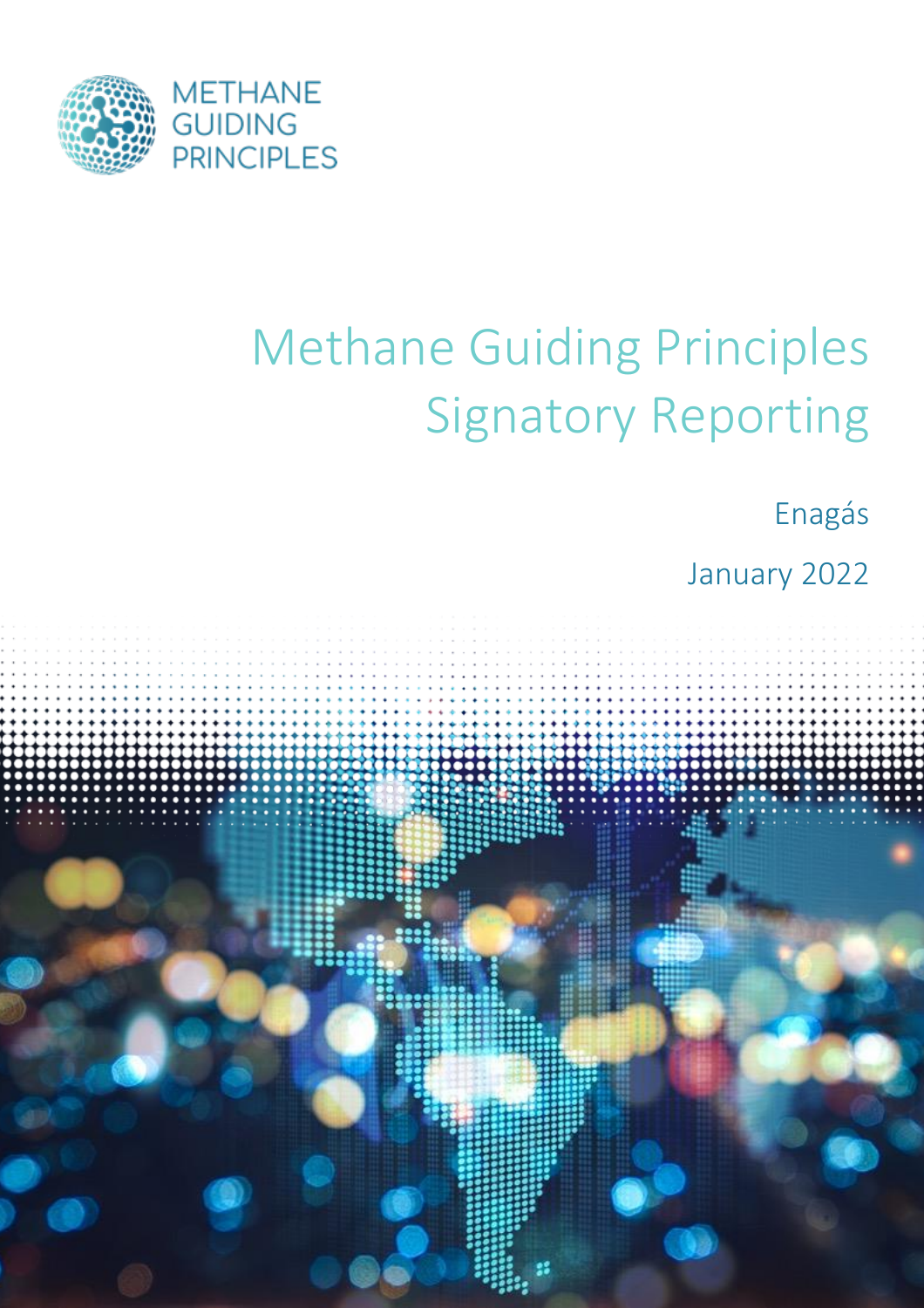METHANE GUIDING PRINCIPLES

# Methane Guiding Principles Signatory Reporting

Enagás

January 2022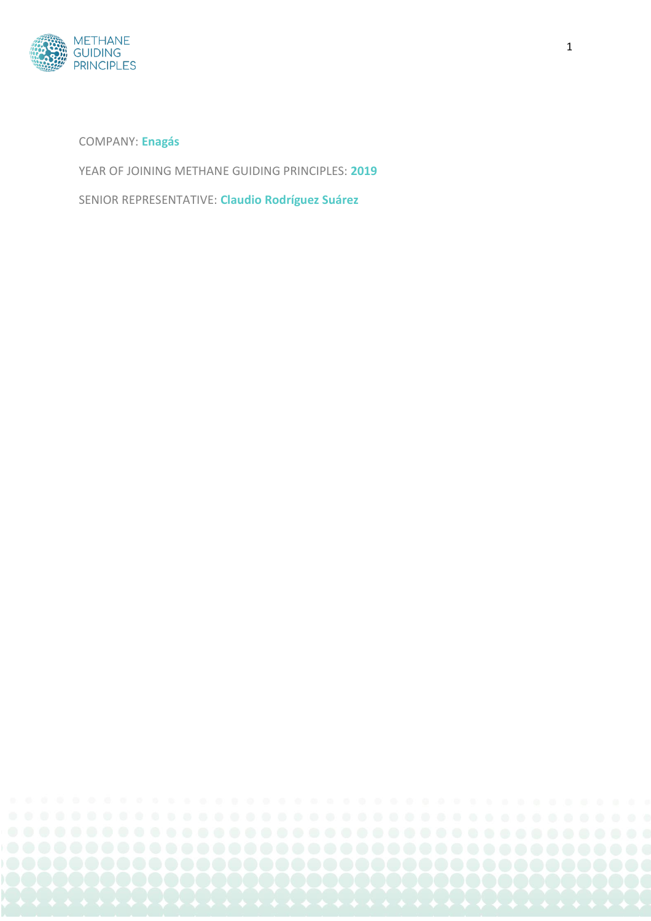COMPANY: **Enagás**

YEAR OF JOINING METHANE GUIDING PRINCIPLES: **2019**

SENIOR REPRESENTATIVE: **Claudio Rodríguez Suárez**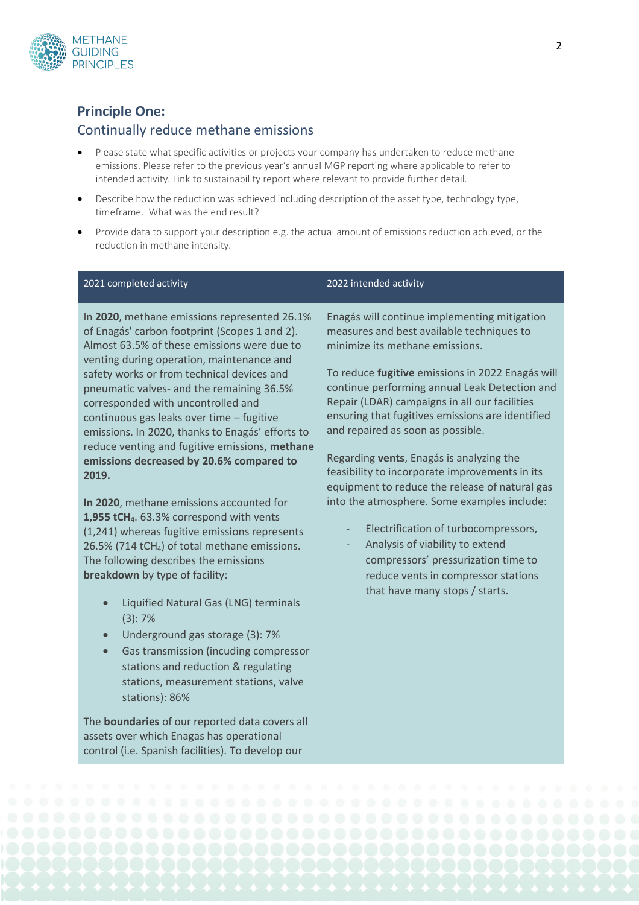## Principle One:

### Continually reduce methane emissions

- Please state what specific activities or projects your company has undertaken to reduce methane emissions. Please refer to the previous year's annual MGP reporting where applicable to refer to intended activity. Link to sustainability report where relevant to provide further detail.
- Describe how the reduction was achieved including description of the asset type, technology type, timeframe. What was the end result?
- Provide data to support your description e.g. the actual amount of emissions reduction achieved, or the reduction in methane intensity.

| 2021 completed activity | 2022 intended activity |
|---|---|
| In **2020**, methane emissions represented 26.1% of Enagás' carbon footprint (Scopes 1 and 2). Almost 63.5% of these emissions were due to venting during operation, maintenance and safety works or from technical devices and pneumatic valves- and the remaining 36.5% corresponded with uncontrolled and continuous gas leaks over time – fugitive emissions. In 2020, thanks to Enagás' efforts to reduce venting and fugitive emissions, **methane emissions decreased by 20.6% compared to 2019.**<br><br>**In 2020**, methane emissions accounted for **1,955 $tCH_4$**. 63.3% correspond with vents (1,241) whereas fugitive emissions represents 26.5% (714 $tCH_4$) of total methane emissions. The following describes the emissions **breakdown** by type of facility:<br><br>• Liquified Natural Gas (LNG) terminals (3): 7%<br>• Underground gas storage (3): 7%<br>• Gas transmission (incuding compressor stations and reduction & regulating stations, measurement stations, valve stations): 86%<br><br>The **boundaries** of our reported data covers all assets over which Enagas has operational control (i.e. Spanish facilities). To develop our | Enagás will continue implementing mitigation measures and best available techniques to minimize its methane emissions.<br><br>To reduce **fugitive** emissions in 2022 Enagás will continue performing annual Leak Detection and Repair (LDAR) campaigns in all our facilities ensuring that fugitives emissions are identified and repaired as soon as possible.<br><br>Regarding **vents**, Enagás is analyzing the feasibility to incorporate improvements in its equipment to reduce the release of natural gas into the atmosphere. Some examples include:<br><br>- Electrification of turbocompressors,<br>- Analysis of viability to extend compressors' pressurization time to reduce vents in compressor stations that have many stops / starts. |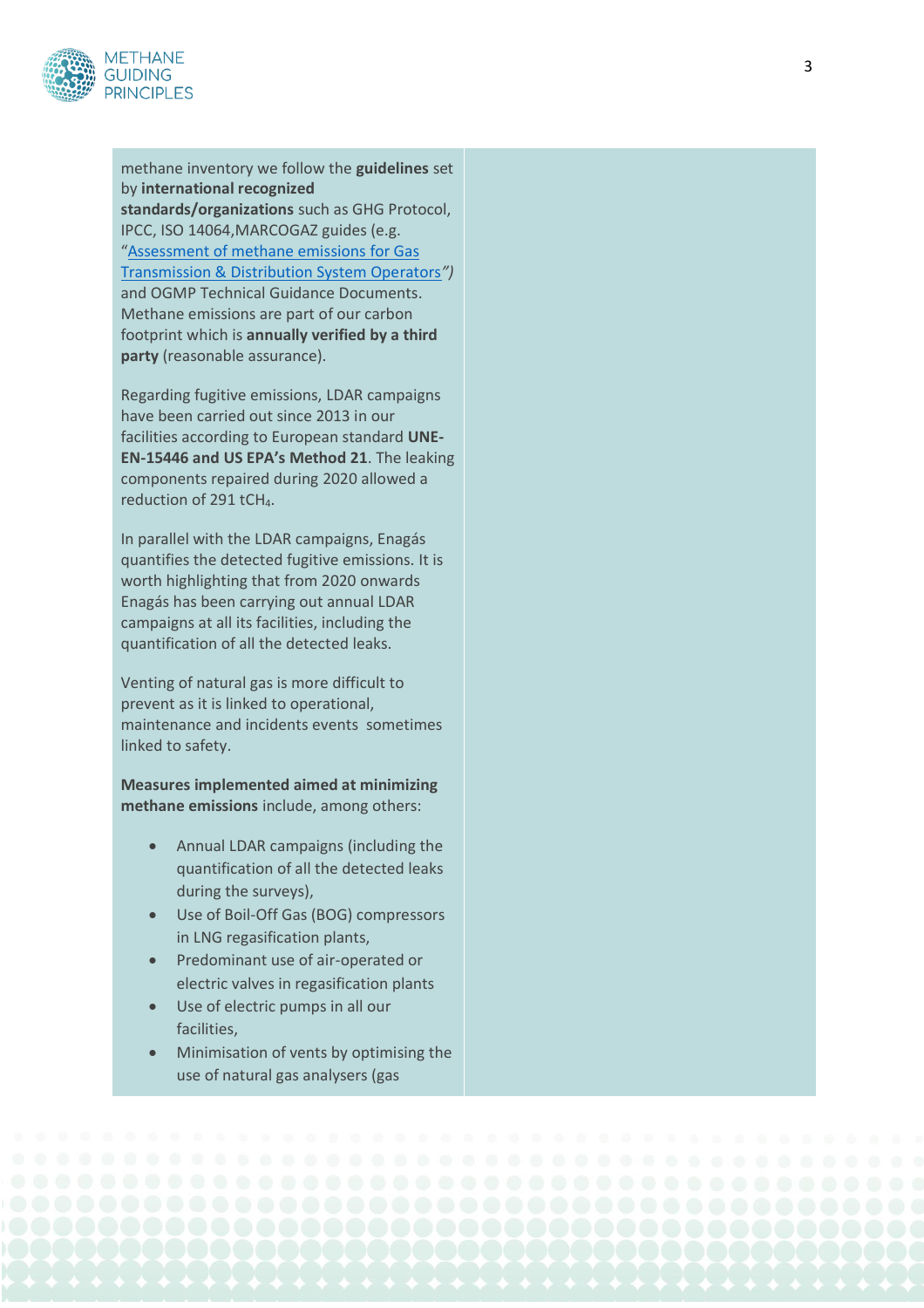methane inventory we follow the **guidelines** set by **international recognized standards/organizations** such as GHG Protocol, IPCC, ISO 14064,MARCOGAZ guides (e.g. "Assessment of methane emissions for Gas Transmission & Distribution System Operators*")* and OGMP Technical Guidance Documents. Methane emissions are part of our carbon footprint which is **annually verified by a third party** (reasonable assurance).

Regarding fugitive emissions, LDAR campaigns have been carried out since 2013 in our facilities according to European standard **UNE-EN-15446 and US EPA's Method 21**. The leaking components repaired during 2020 allowed a reduction of 291 $tCH_4$.

In parallel with the LDAR campaigns, Enagás quantifies the detected fugitive emissions. It is worth highlighting that from 2020 onwards Enagás has been carrying out annual LDAR campaigns at all its facilities, including the quantification of all the detected leaks.

Venting of natural gas is more difficult to prevent as it is linked to operational, maintenance and incidents events sometimes linked to safety.

**Measures implemented aimed at minimizing methane emissions** include, among others:

- Annual LDAR campaigns (including the quantification of all the detected leaks during the surveys),
- Use of Boil-Off Gas (BOG) compressors in LNG regasification plants,
- Predominant use of air-operated or electric valves in regasification plants
- Use of electric pumps in all our facilities,
- Minimisation of vents by optimising the use of natural gas analysers (gas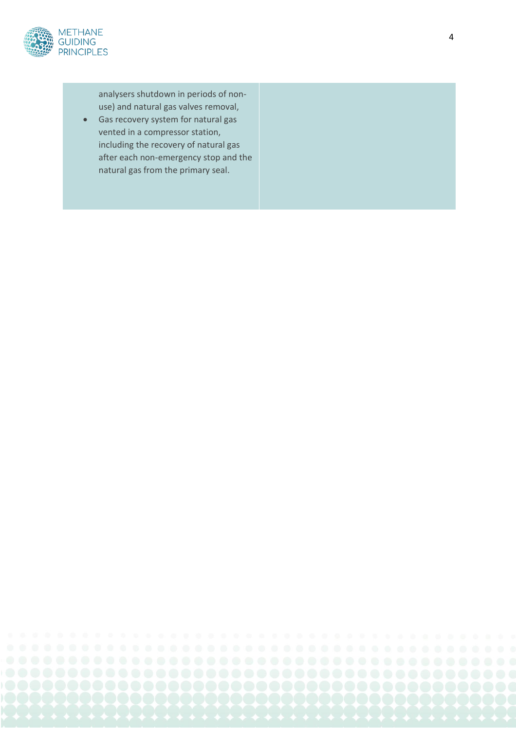| | |
|---|---|
| analysers shutdown in periods of non-use) and natural gas valves removal,<br>• Gas recovery system for natural gas vented in a compressor station, including the recovery of natural gas after each non-emergency stop and the natural gas from the primary seal. | |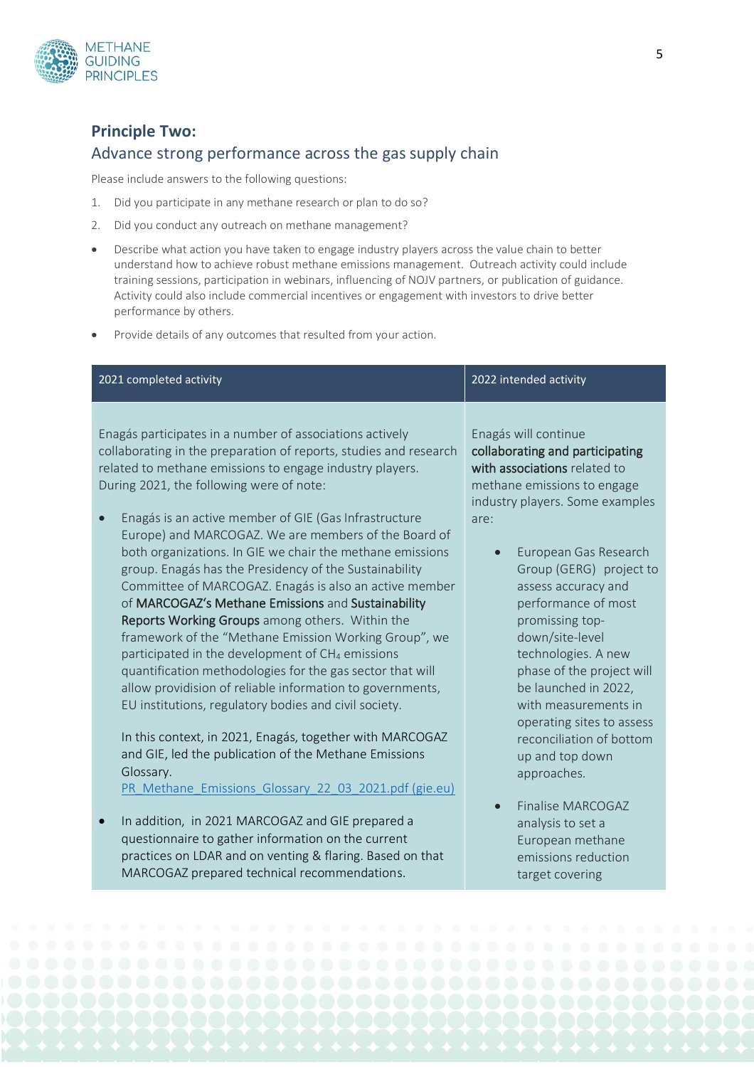## Principle Two:

### Advance strong performance across the gas supply chain

Please include answers to the following questions:

1. Did you participate in any methane research or plan to do so?
2. Did you conduct any outreach on methane management?

- Describe what action you have taken to engage industry players across the value chain to better understand how to achieve robust methane emissions management. Outreach activity could include training sessions, participation in webinars, influencing of NOJV partners, or publication of guidance. Activity could also include commercial incentives or engagement with investors to drive better performance by others.
- Provide details of any outcomes that resulted from your action.

| 2021 completed activity | 2022 intended activity |
|---|---|
| Enagás participates in a number of associations actively collaborating in the preparation of reports, studies and research related to methane emissions to engage industry players. During 2021, the following were of note:<br><br>• Enagás is an active member of GIE (Gas Infrastructure Europe) and MARCOGAZ. We are members of the Board of both organizations. In GIE we chair the methane emissions group. Enagás has the Presidency of the Sustainability Committee of MARCOGAZ. Enagás is also an active member of **MARCOGAZ's Methane Emissions** and **Sustainability Reports Working Groups** among others. Within the framework of the "Methane Emission Working Group", we participated in the development of $CH_4$ emissions quantification methodologies for the gas sector that will allow providision of reliable information to governments, EU institutions, regulatory bodies and civil society.<br><br>In this context, in 2021, Enagás, together with MARCOGAZ and GIE, led the publication of the Methane Emissions Glossary. [PR_Methane_Emissions_Glossary_22_03_2021.pdf (gie.eu)]<br><br>• In addition, in 2021 MARCOGAZ and GIE prepared a questionnaire to gather information on the current practices on LDAR and on venting & flaring. Based on that MARCOGAZ prepared technical recommendations. | Enagás will continue **collaborating and participating with associations** related to methane emissions to engage industry players. Some examples are:<br><br>• European Gas Research Group (GERG) project to assess accuracy and performance of most promising top-down/site-level technologies. A new phase of the project will be launched in 2022, with measurements in operating sites to assess reconciliation of bottom up and top down approaches.<br><br>• Finalise MARCOGAZ analysis to set a European methane emissions reduction target covering |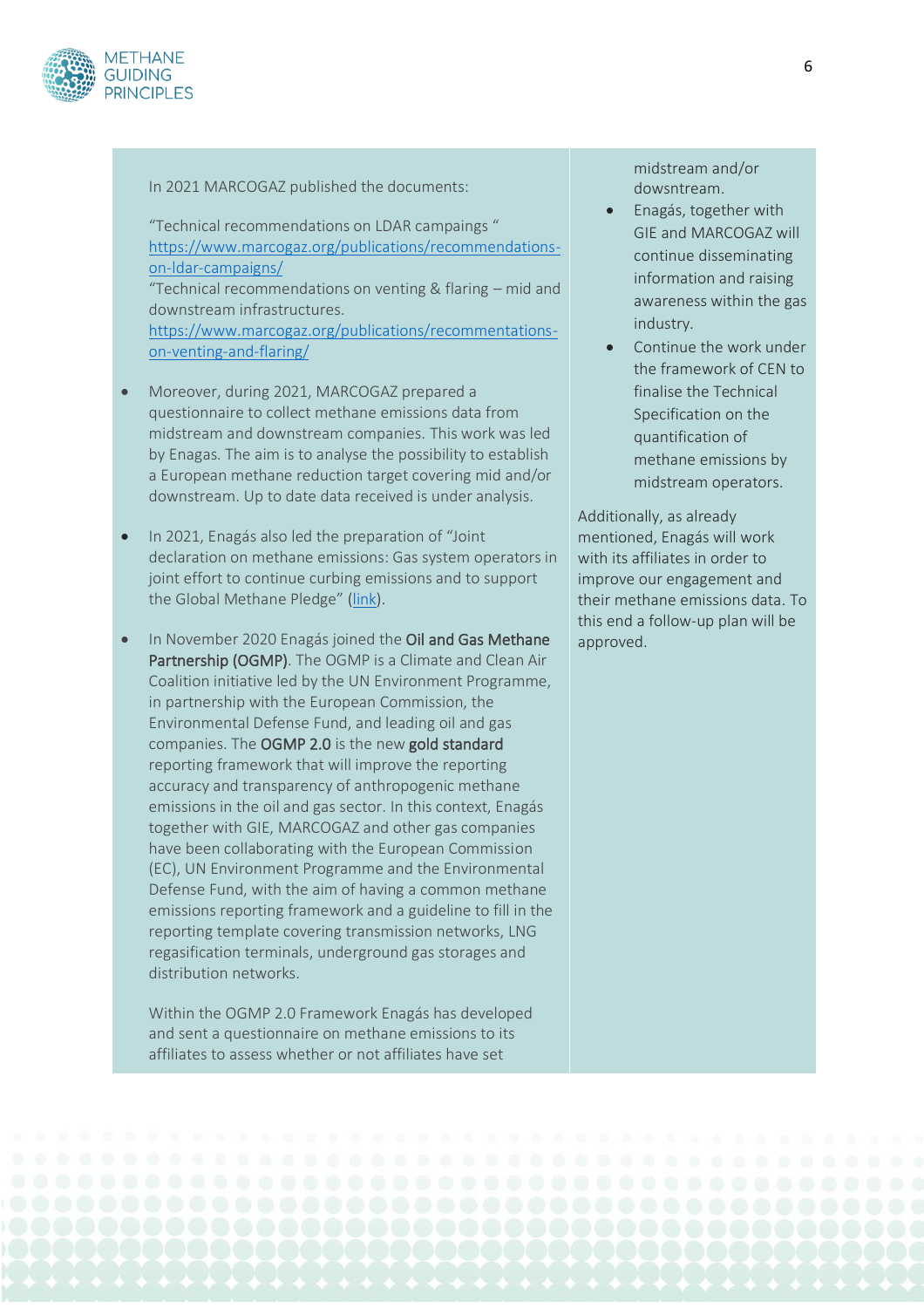In 2021 MARCOGAZ published the documents:

"Technical recommendations on LDAR campaigns " https://www.marcogaz.org/publications/recommendations-on-ldar-campaigns/
"Technical recommendations on venting & flaring – mid and downstream infrastructures.
https://www.marcogaz.org/publications/recommentations-on-venting-and-flaring/

- Moreover, during 2021, MARCOGAZ prepared a questionnaire to collect methane emissions data from midstream and downstream companies. This work was led by Enagas. The aim is to analyse the possibility to establish a European methane reduction target covering mid and/or downstream. Up to date data received is under analysis.

- In 2021, Enagás also led the preparation of "Joint declaration on methane emissions: Gas system operators in joint effort to continue curbing emissions and to support the Global Methane Pledge" (link).

- In November 2020 Enagás joined the **Oil and Gas Methane Partnership (OGMP)**. The OGMP is a Climate and Clean Air Coalition initiative led by the UN Environment Programme, in partnership with the European Commission, the Environmental Defense Fund, and leading oil and gas companies. The **OGMP 2.0** is the new **gold standard** reporting framework that will improve the reporting accuracy and transparency of anthropogenic methane emissions in the oil and gas sector. In this context, Enagás together with GIE, MARCOGAZ and other gas companies have been collaborating with the European Commission (EC), UN Environment Programme and the Environmental Defense Fund, with the aim of having a common methane emissions reporting framework and a guideline to fill in the reporting template covering transmission networks, LNG regasification terminals, underground gas storages and distribution networks.

  Within the OGMP 2.0 Framework Enagás has developed and sent a questionnaire on methane emissions to its affiliates to assess whether or not affiliates have set

midstream and/or downstream.

- Enagás, together with GIE and MARCOGAZ will continue disseminating information and raising awareness within the gas industry.
- Continue the work under the framework of CEN to finalise the Technical Specification on the quantification of methane emissions by midstream operators.

Additionally, as already mentioned, Enagás will work with its affiliates in order to improve our engagement and their methane emissions data. To this end a follow-up plan will be approved.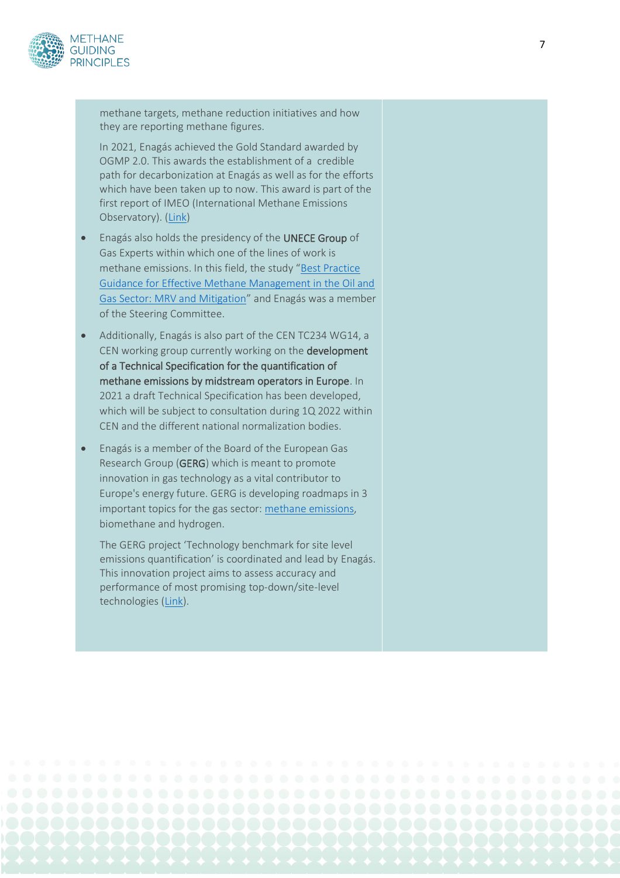methane targets, methane reduction initiatives and how they are reporting methane figures.

In 2021, Enagás achieved the Gold Standard awarded by OGMP 2.0. This awards the establishment of a credible path for decarbonization at Enagás as well as for the efforts which have been taken up to now. This award is part of the first report of IMEO (International Methane Emissions Observatory). (Link)

- Enagás also holds the presidency of the **UNECE Group** of Gas Experts within which one of the lines of work is methane emissions. In this field, the study "Best Practice Guidance for Effective Methane Management in the Oil and Gas Sector: MRV and Mitigation" and Enagás was a member of the Steering Committee.

- Additionally, Enagás is also part of the CEN TC234 WG14, a CEN working group currently working on the **development of a Technical Specification for the quantification of methane emissions by midstream operators in Europe**. In 2021 a draft Technical Specification has been developed, which will be subject to consultation during 1Q 2022 within CEN and the different national normalization bodies.

- Enagás is a member of the Board of the European Gas Research Group (**GERG**) which is meant to promote innovation in gas technology as a vital contributor to Europe's energy future. GERG is developing roadmaps in 3 important topics for the gas sector: methane emissions, biomethane and hydrogen.

  The GERG project 'Technology benchmark for site level emissions quantification' is coordinated and lead by Enagás. This innovation project aims to assess accuracy and performance of most promising top-down/site-level technologies (Link).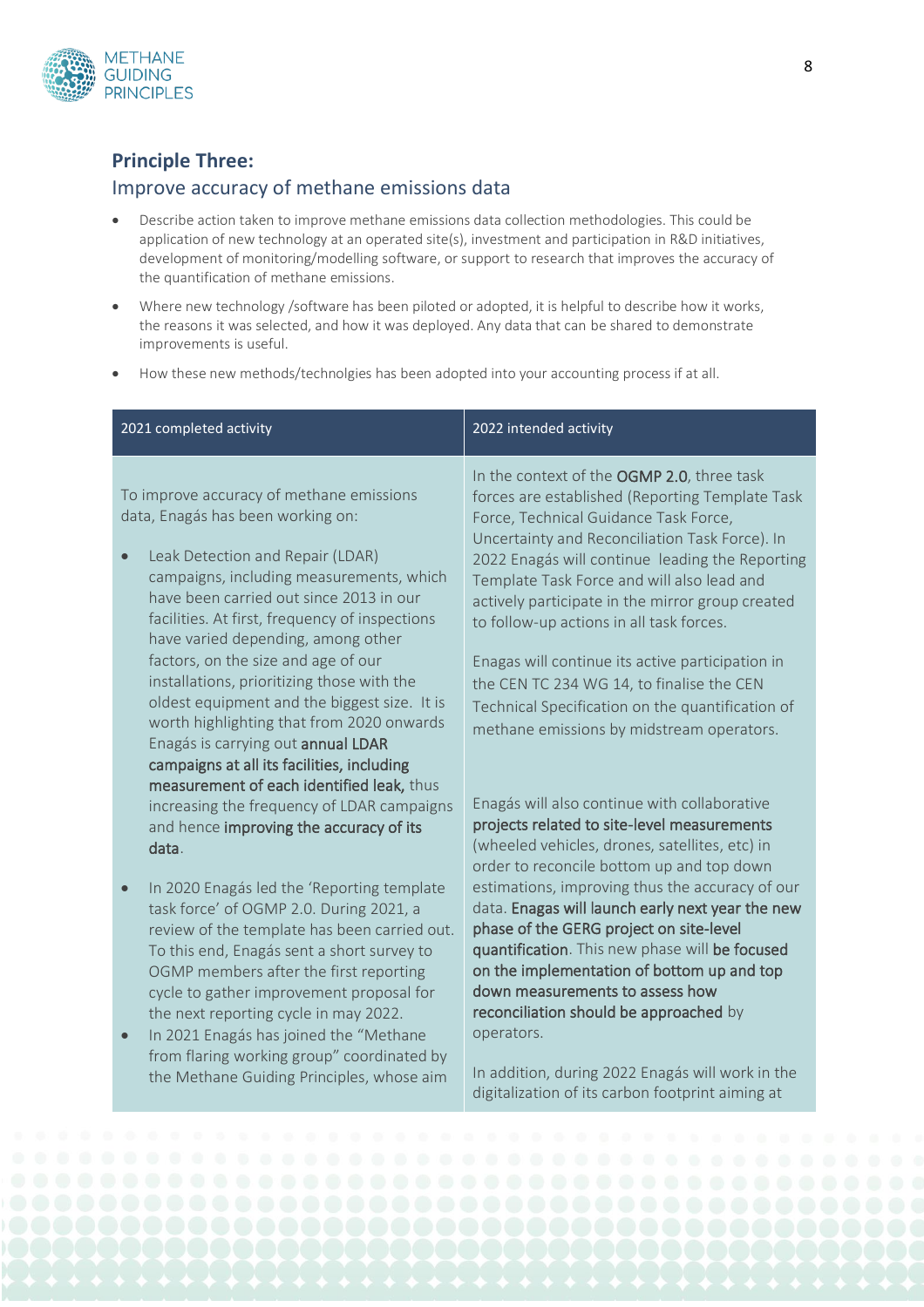## Principle Three:

### Improve accuracy of methane emissions data

- Describe action taken to improve methane emissions data collection methodologies. This could be application of new technology at an operated site(s), investment and participation in R&D initiatives, development of monitoring/modelling software, or support to research that improves the accuracy of the quantification of methane emissions.
- Where new technology /software has been piloted or adopted, it is helpful to describe how it works, the reasons it was selected, and how it was deployed. Any data that can be shared to demonstrate improvements is useful.
- How these new methods/technolgies has been adopted into your accounting process if at all.

| 2021 completed activity | 2022 intended activity |
|---|---|
| To improve accuracy of methane emissions data, Enagás has been working on:<br><br>• Leak Detection and Repair (LDAR) campaigns, including measurements, which have been carried out since 2013 in our facilities. At first, frequency of inspections have varied depending, among other factors, on the size and age of our installations, prioritizing those with the oldest equipment and the biggest size. It is worth highlighting that from 2020 onwards Enagás is carrying out **annual LDAR campaigns at all its facilities, including measurement of each identified leak,** thus increasing the frequency of LDAR campaigns and hence **improving the accuracy of its data**.<br><br>• In 2020 Enagás led the 'Reporting template task force' of OGMP 2.0. During 2021, a review of the template has been carried out. To this end, Enagás sent a short survey to OGMP members after the first reporting cycle to gather improvement proposal for the next reporting cycle in may 2022.<br>• In 2021 Enagás has joined the "Methane from flaring working group" coordinated by the Methane Guiding Principles, whose aim | In the context of the **OGMP 2.0**, three task forces are established (Reporting Template Task Force, Technical Guidance Task Force, Uncertainty and Reconciliation Task Force). In 2022 Enagás will continue leading the Reporting Template Task Force and will also lead and actively participate in the mirror group created to follow-up actions in all task forces.<br><br>Enagas will continue its active participation in the CEN TC 234 WG 14, to finalise the CEN Technical Specification on the quantification of methane emissions by midstream operators.<br><br>Enagás will also continue with collaborative **projects related to site-level measurements** (wheeled vehicles, drones, satellites, etc) in order to reconcile bottom up and top down estimations, improving thus the accuracy of our data. **Enagas will launch early next year the new phase of the GERG project on site-level quantification**. This new phase will **be focused on the implementation of bottom up and top down measurements to assess how reconciliation should be approached** by operators.<br><br>In addition, during 2022 Enagás will work in the digitalization of its carbon footprint aiming at |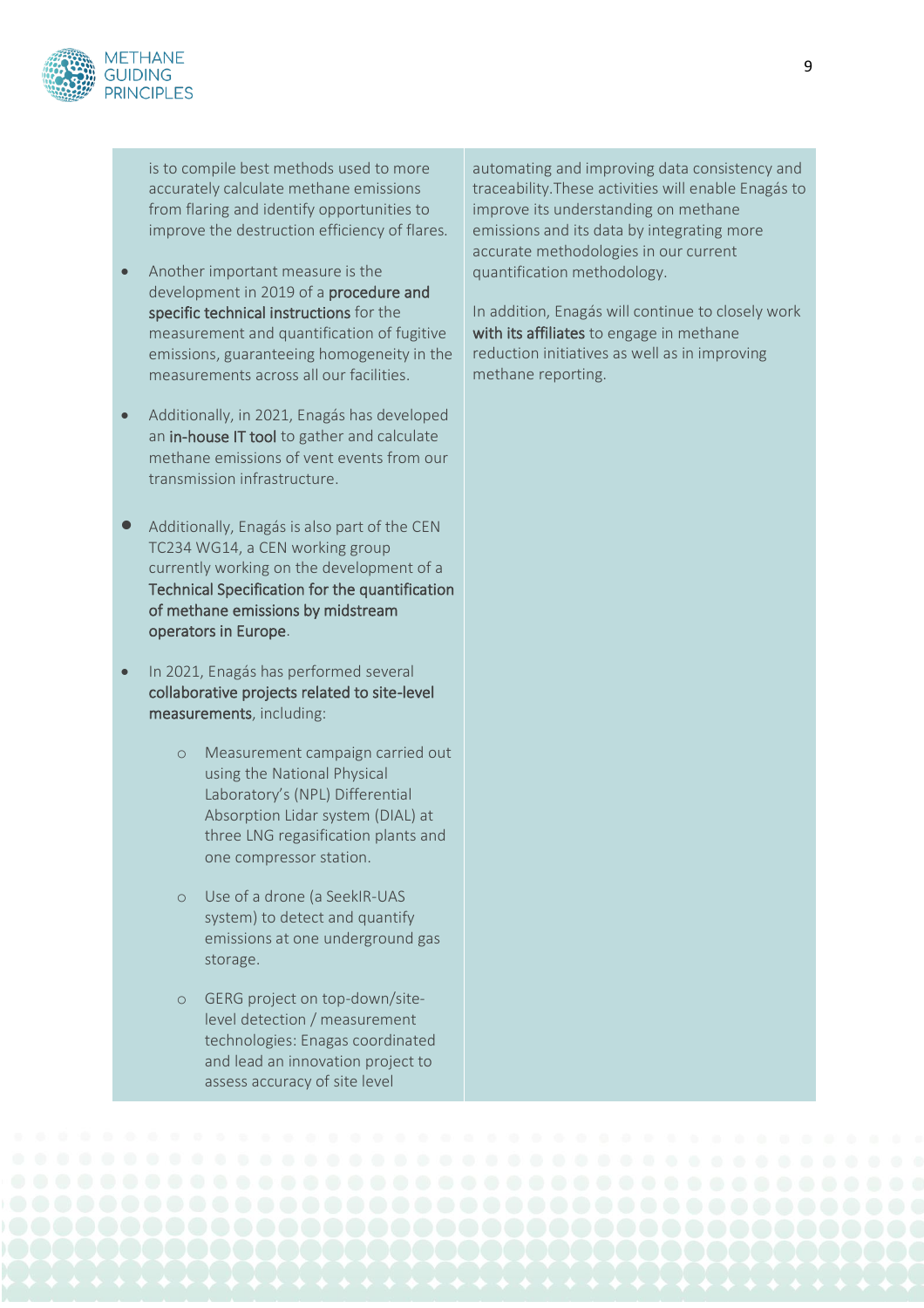is to compile best methods used to more accurately calculate methane emissions from flaring and identify opportunities to improve the destruction efficiency of flares.

- Another important measure is the development in 2019 of a **procedure and specific technical instructions** for the measurement and quantification of fugitive emissions, guaranteeing homogeneity in the measurements across all our facilities.

- Additionally, in 2021, Enagás has developed an **in-house IT tool** to gather and calculate methane emissions of vent events from our transmission infrastructure.

- Additionally, Enagás is also part of the CEN TC234 WG14, a CEN working group currently working on the development of a **Technical Specification for the quantification of methane emissions by midstream operators in Europe**.

- In 2021, Enagás has performed several **collaborative projects related to site-level measurements**, including:

    - Measurement campaign carried out using the National Physical Laboratory's (NPL) Differential Absorption Lidar system (DIAL) at three LNG regasification plants and one compressor station.

    - Use of a drone (a SeekIR-UAS system) to detect and quantify emissions at one underground gas storage.

    - GERG project on top-down/site-level detection / measurement technologies: Enagas coordinated and lead an innovation project to assess accuracy of site level

automating and improving data consistency and traceability.These activities will enable Enagás to improve its understanding on methane emissions and its data by integrating more accurate methodologies in our current quantification methodology.

In addition, Enagás will continue to closely work **with its affiliates** to engage in methane reduction initiatives as well as in improving methane reporting.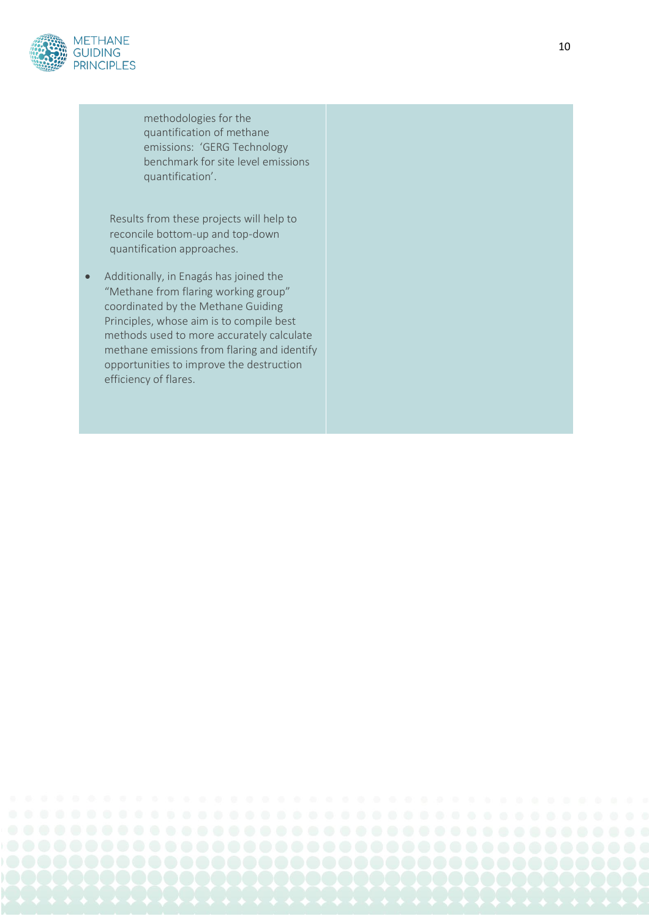| | |
|---|---|
| methodologies for the quantification of methane emissions: 'GERG Technology benchmark for site level emissions quantification'.<br><br>Results from these projects will help to reconcile bottom-up and top-down quantification approaches.<br><br>• Additionally, in Enagás has joined the "Methane from flaring working group" coordinated by the Methane Guiding Principles, whose aim is to compile best methods used to more accurately calculate methane emissions from flaring and identify opportunities to improve the destruction efficiency of flares. | |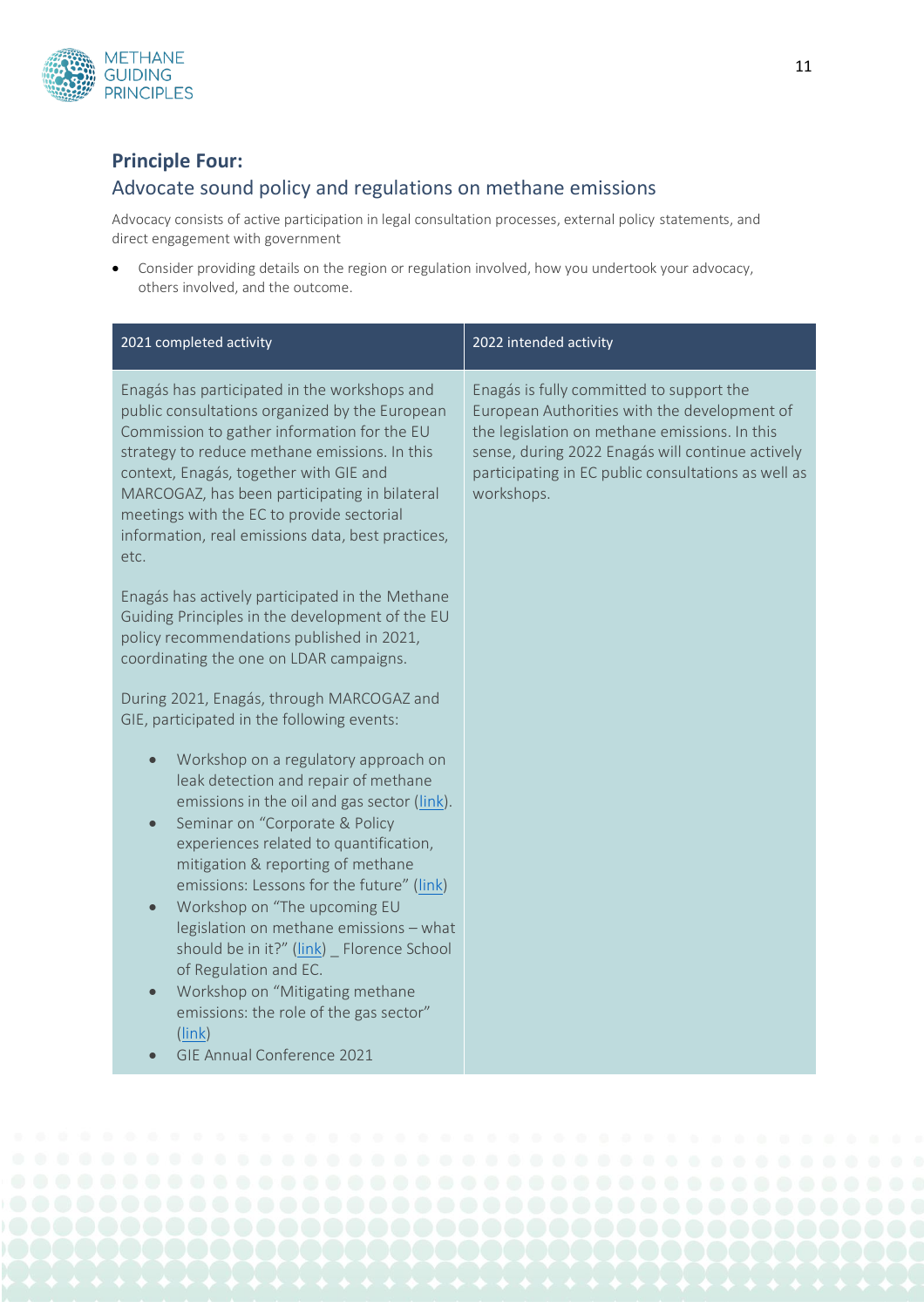## Principle Four:

### Advocate sound policy and regulations on methane emissions

Advocacy consists of active participation in legal consultation processes, external policy statements, and direct engagement with government

- Consider providing details on the region or regulation involved, how you undertook your advocacy, others involved, and the outcome.

| 2021 completed activity | 2022 intended activity |
| --- | --- |
| Enagás has participated in the workshops and public consultations organized by the European Commission to gather information for the EU strategy to reduce methane emissions. In this context, Enagás, together with GIE and MARCOGAZ, has been participating in bilateral meetings with the EC to provide sectorial information, real emissions data, best practices, etc.<br><br>Enagás has actively participated in the Methane Guiding Principles in the development of the EU policy recommendations published in 2021, coordinating the one on LDAR campaigns.<br><br>During 2021, Enagás, through MARCOGAZ and GIE, participated in the following events:<br><br>• Workshop on a regulatory approach on leak detection and repair of methane emissions in the oil and gas sector (link).<br>• Seminar on "Corporate & Policy experiences related to quantification, mitigation & reporting of methane emissions: Lessons for the future" (link)<br>• Workshop on "The upcoming EU legislation on methane emissions – what should be in it?" (link) _ Florence School of Regulation and EC.<br>• Workshop on "Mitigating methane emissions: the role of the gas sector" (link)<br>• GIE Annual Conference 2021 | Enagás is fully committed to support the European Authorities with the development of the legislation on methane emissions. In this sense, during 2022 Enagás will continue actively participating in EC public consultations as well as workshops. |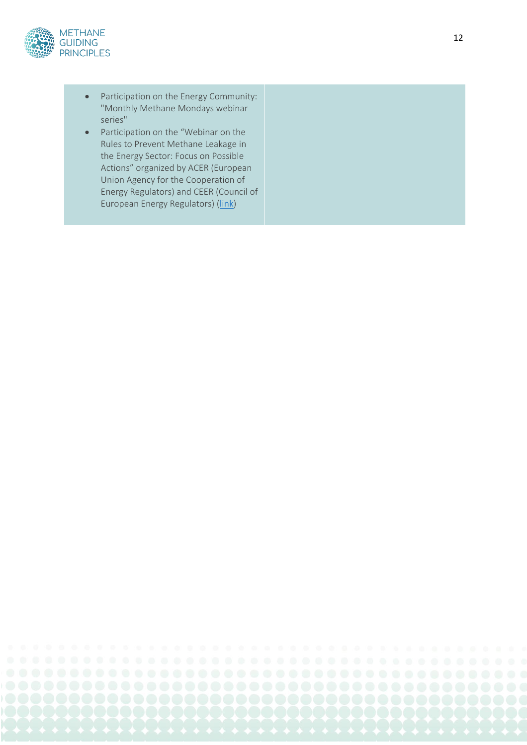| | |
|---|---|
| • Participation on the Energy Community: "Monthly Methane Mondays webinar series"<br>• Participation on the "Webinar on the Rules to Prevent Methane Leakage in the Energy Sector: Focus on Possible Actions" organized by ACER (European Union Agency for the Cooperation of Energy Regulators) and CEER (Council of European Energy Regulators) (link) | |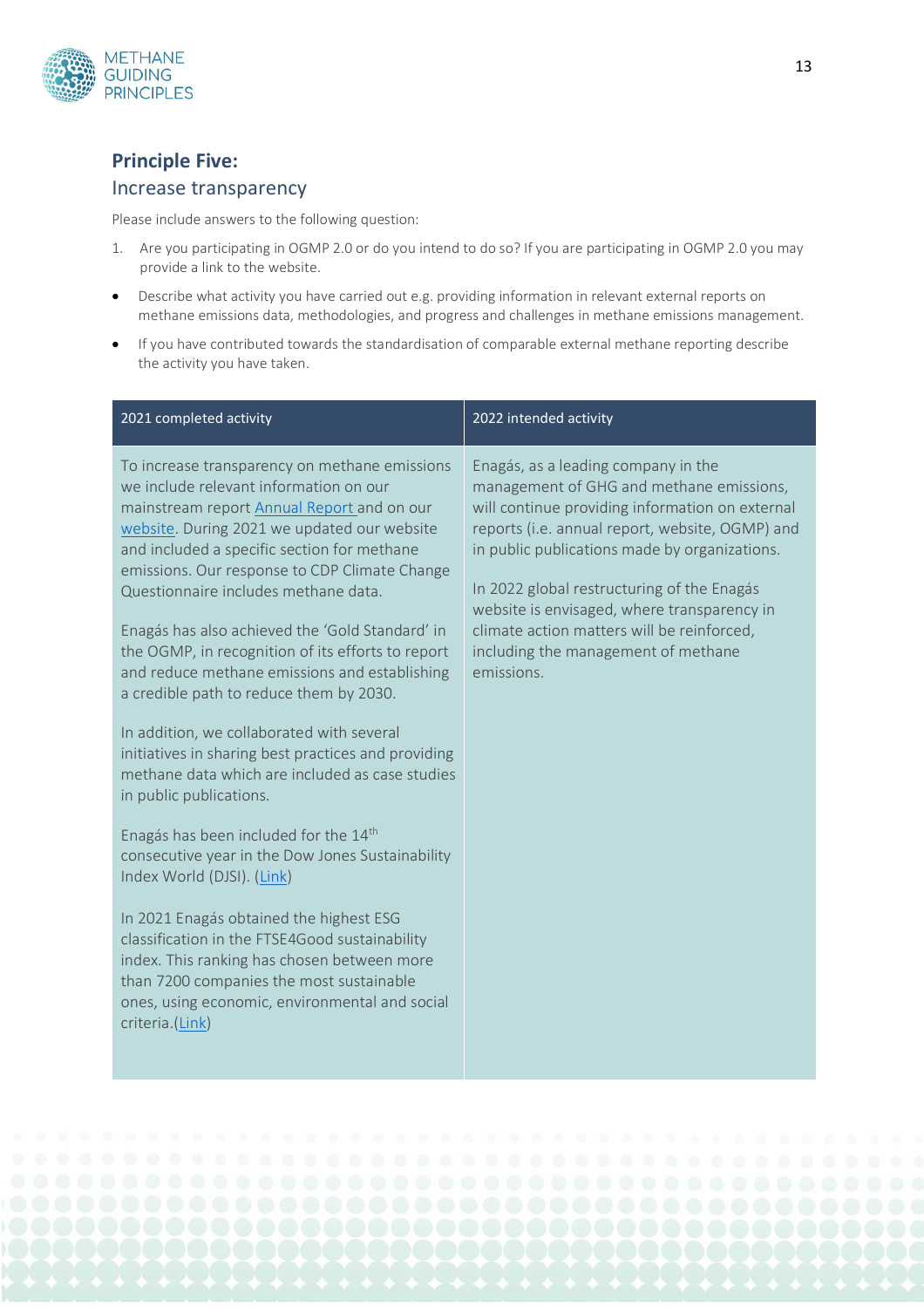## Principle Five:

### Increase transparency

Please include answers to the following question:

1. Are you participating in OGMP 2.0 or do you intend to do so? If you are participating in OGMP 2.0 you may provide a link to the website.

- Describe what activity you have carried out e.g. providing information in relevant external reports on methane emissions data, methodologies, and progress and challenges in methane emissions management.
- If you have contributed towards the standardisation of comparable external methane reporting describe the activity you have taken.

| 2021 completed activity | 2022 intended activity |
| --- | --- |
| To increase transparency on methane emissions we include relevant information on our mainstream report [Annual Report](#) and on our [website](#). During 2021 we updated our website and included a specific section for methane emissions. Our response to CDP Climate Change Questionnaire includes methane data.<br><br>Enagás has also achieved the 'Gold Standard' in the OGMP, in recognition of its efforts to report and reduce methane emissions and establishing a credible path to reduce them by 2030.<br><br>In addition, we collaborated with several initiatives in sharing best practices and providing methane data which are included as case studies in public publications.<br><br>Enagás has been included for the 14th consecutive year in the Dow Jones Sustainability Index World (DJSI). ([Link](#))<br><br>In 2021 Enagás obtained the highest ESG classification in the FTSE4Good sustainability index. This ranking has chosen between more than 7200 companies the most sustainable ones, using economic, environmental and social criteria.([Link](#)) | Enagás, as a leading company in the management of GHG and methane emissions, will continue providing information on external reports (i.e. annual report, website, OGMP) and in public publications made by organizations.<br><br>In 2022 global restructuring of the Enagás website is envisaged, where transparency in climate action matters will be reinforced, including the management of methane emissions. |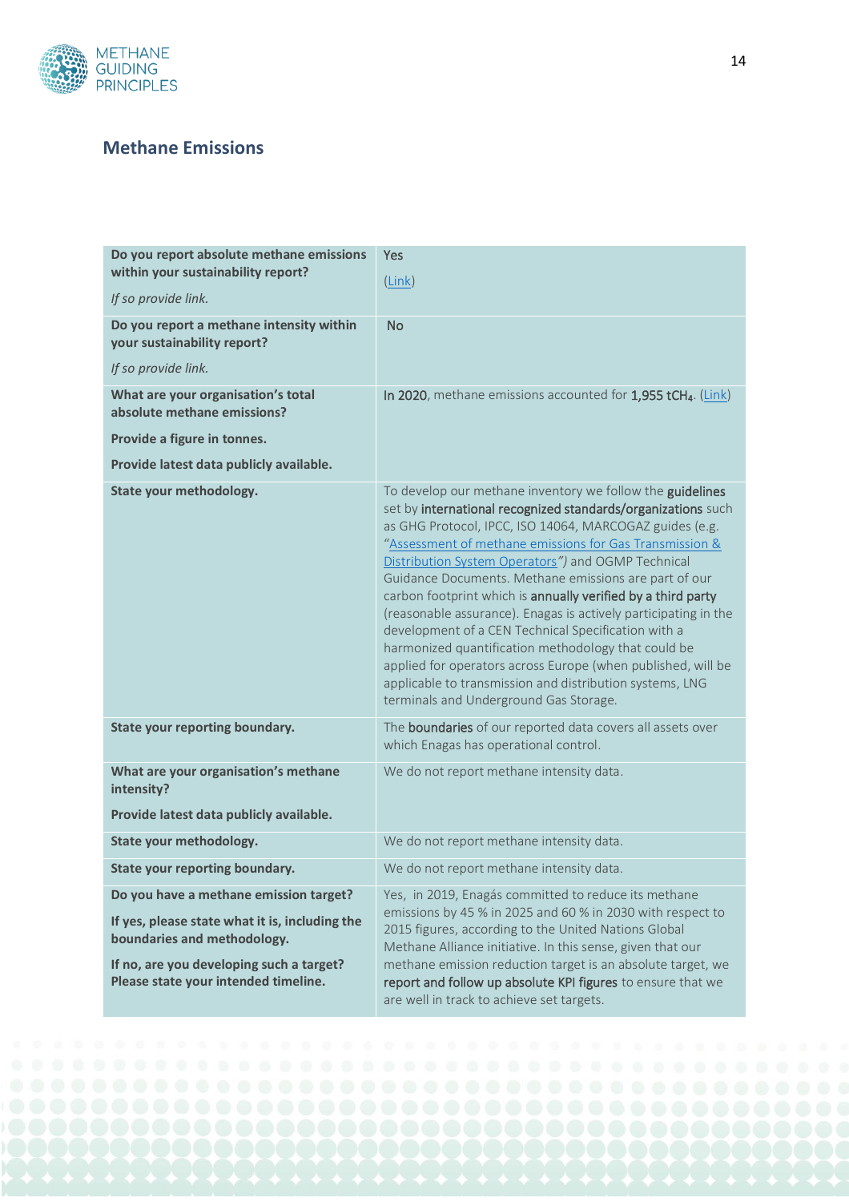## Methane Emissions

| | |
|---|---|
| **Do you report absolute methane emissions within your sustainability report?** <br><br> *If so provide link.* | Yes <br><br> (Link) |
| **Do you report a methane intensity within your sustainability report?** <br><br> *If so provide link.* | No |
| **What are your organisation's total absolute methane emissions?** <br><br> **Provide a figure in tonnes.** <br><br> **Provide latest data publicly available.** | In 2020, methane emissions accounted for 1,955 $tCH_4$. (Link) |
| **State your methodology.** | To develop our methane inventory we follow the guidelines set by international recognized standards/organizations such as GHG Protocol, IPCC, ISO 14064, MARCOGAZ guides (e.g. "Assessment of methane emissions for Gas Transmission & Distribution System Operators") and OGMP Technical Guidance Documents. Methane emissions are part of our carbon footprint which is annually verified by a third party (reasonable assurance). Enagas is actively participating in the development of a CEN Technical Specification with a harmonized quantification methodology that could be applied for operators across Europe (when published, will be applicable to transmission and distribution systems, LNG terminals and Underground Gas Storage. |
| **State your reporting boundary.** | The boundaries of our reported data covers all assets over which Enagas has operational control. |
| **What are your organisation's methane intensity?** <br><br> **Provide latest data publicly available.** | We do not report methane intensity data. |
| **State your methodology.** | We do not report methane intensity data. |
| **State your reporting boundary.** | We do not report methane intensity data. |
| **Do you have a methane emission target?** <br><br> **If yes, please state what it is, including the boundaries and methodology.** <br><br> **If no, are you developing such a target? Please state your intended timeline.** | Yes, in 2019, Enagás committed to reduce its methane emissions by 45 % in 2025 and 60 % in 2030 with respect to 2015 figures, according to the United Nations Global Methane Alliance initiative. In this sense, given that our methane emission reduction target is an absolute target, we report and follow up absolute KPI figures to ensure that we are well in track to achieve set targets. |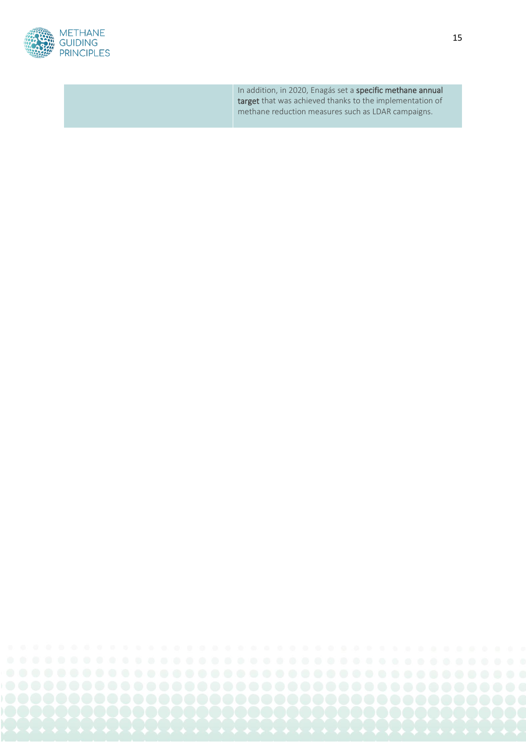| | |
|---|---|
| | In addition, in 2020, Enagás set a **specific methane annual target** that was achieved thanks to the implementation of methane reduction measures such as LDAR campaigns. |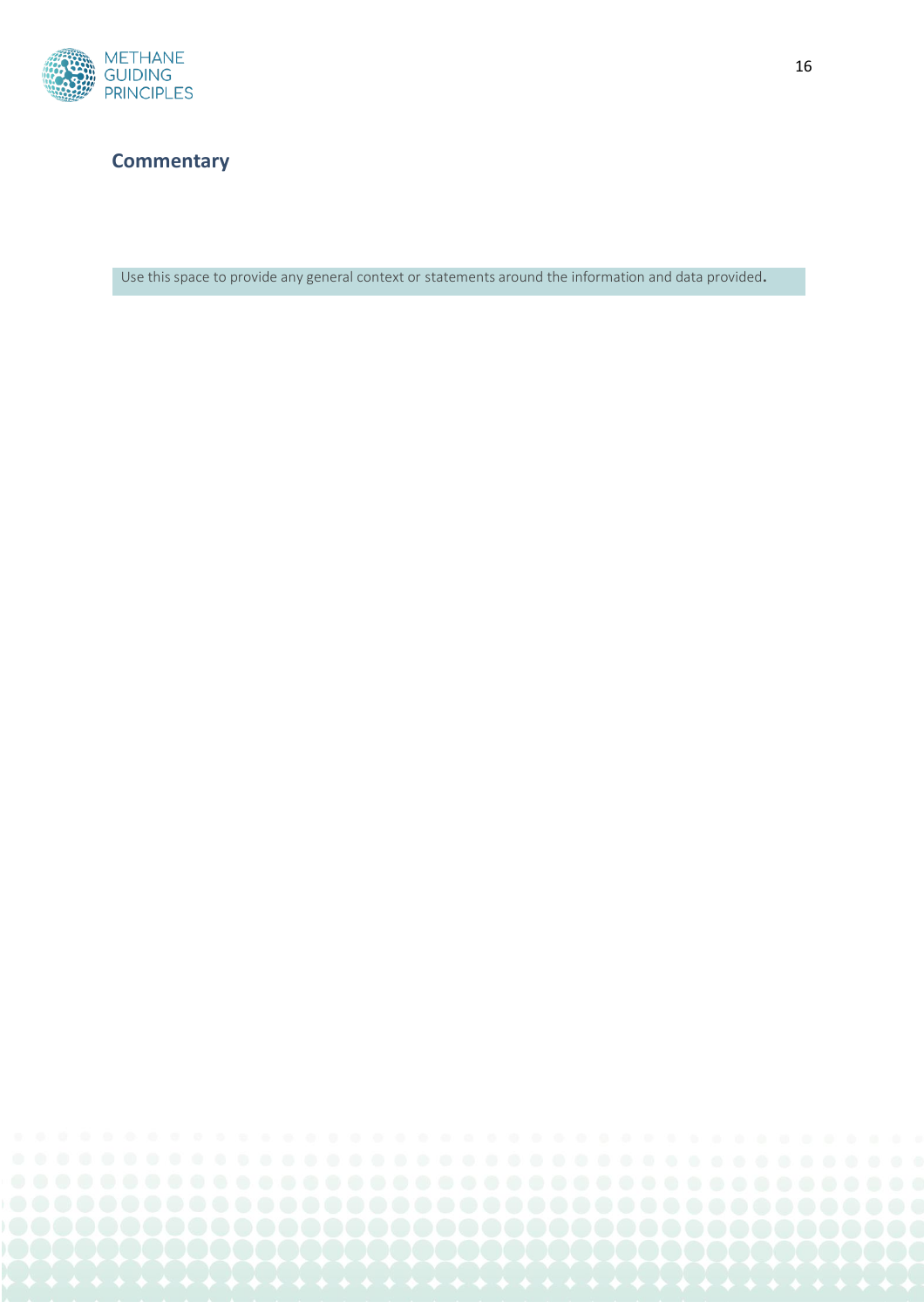## Commentary

Use this space to provide any general context or statements around the information and data provided.